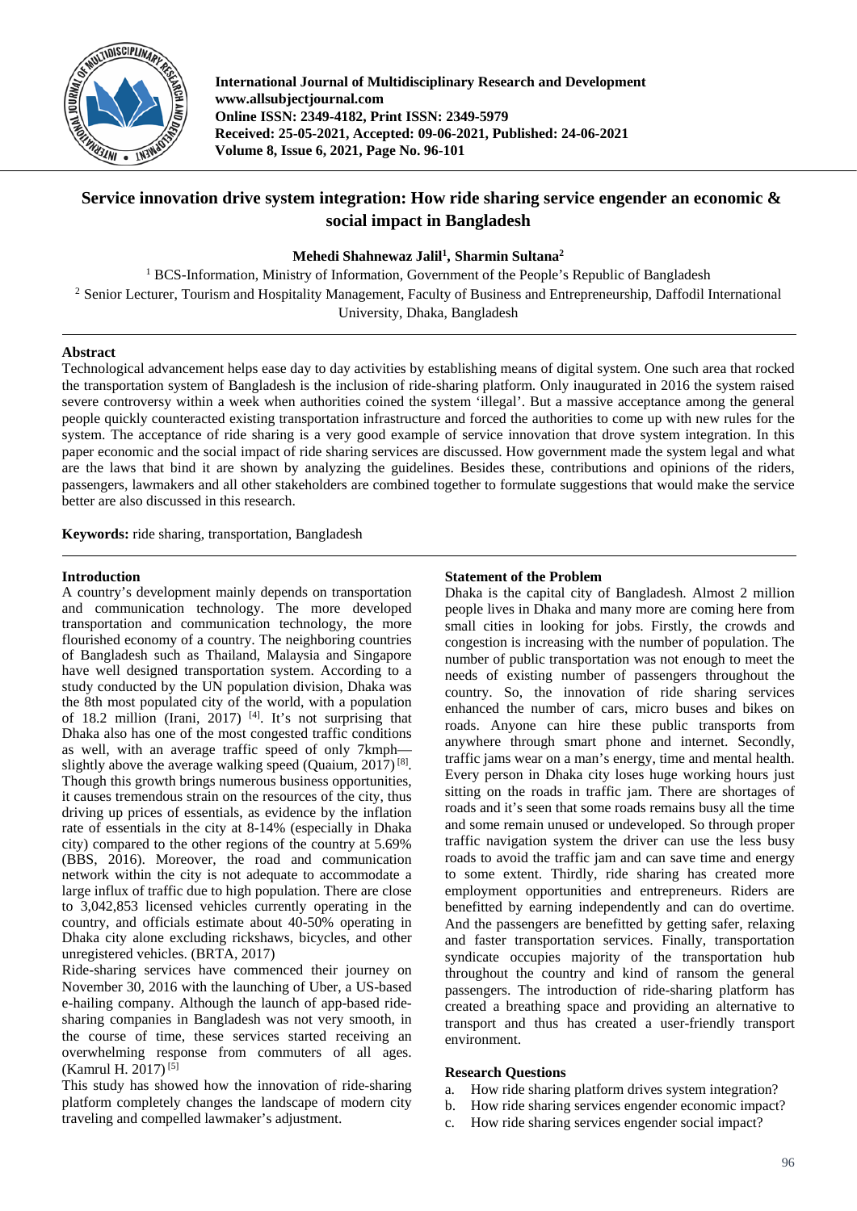# Service innovation drive system integration: How ride sharing service engender an economic & social impact in Bangladesh

**Mehedi Shahnewaz Jalil[1], Sharmin Sultana[2]**

[1] BCS-Information, Ministry of Information, Government of the People's Republic of Bangladesh
[2] Senior Lecturer, Tourism and Hospitality Management, Faculty of Business and Entrepreneurship, Daffodil International University, Dhaka, Bangladesh

## Abstract

Technological advancement helps ease day to day activities by establishing means of digital system. One such area that rocked the transportation system of Bangladesh is the inclusion of ride-sharing platform. Only inaugurated in 2016 the system raised severe controversy within a week when authorities coined the system 'illegal'. But a massive acceptance among the general people quickly counteracted existing transportation infrastructure and forced the authorities to come up with new rules for the system. The acceptance of ride sharing is a very good example of service innovation that drove system integration. In this paper economic and the social impact of ride sharing services are discussed. How government made the system legal and what are the laws that bind it are shown by analyzing the guidelines. Besides these, contributions and opinions of the riders, passengers, lawmakers and all other stakeholders are combined together to formulate suggestions that would make the service better are also discussed in this research.

**Keywords:** ride sharing, transportation, Bangladesh

## Introduction

A country's development mainly depends on transportation and communication technology. The more developed transportation and communication technology, the more flourished economy of a country. The neighboring countries of Bangladesh such as Thailand, Malaysia and Singapore have well designed transportation system. According to a study conducted by the UN population division, Dhaka was the 8th most populated city of the world, with a population of 18.2 million (Irani, 2017) [4]. It's not surprising that Dhaka also has one of the most congested traffic conditions as well, with an average traffic speed of only 7kmph—slightly above the average walking speed (Quaium, 2017) [8]. Though this growth brings numerous business opportunities, it causes tremendous strain on the resources of the city, thus driving up prices of essentials, as evidence by the inflation rate of essentials in the city at 8-14% (especially in Dhaka city) compared to the other regions of the country at 5.69% (BBS, 2016). Moreover, the road and communication network within the city is not adequate to accommodate a large influx of traffic due to high population. There are close to 3,042,853 licensed vehicles currently operating in the country, and officials estimate about 40-50% operating in Dhaka city alone excluding rickshaws, bicycles, and other unregistered vehicles. (BRTA, 2017)

Ride-sharing services have commenced their journey on November 30, 2016 with the launching of Uber, a US-based e-hailing company. Although the launch of app-based ride-sharing companies in Bangladesh was not very smooth, in the course of time, these services started receiving an overwhelming response from commuters of all ages. (Kamrul H. 2017) [5]

This study has showed how the innovation of ride-sharing platform completely changes the landscape of modern city traveling and compelled lawmaker's adjustment.

## Statement of the Problem

Dhaka is the capital city of Bangladesh. Almost 2 million people lives in Dhaka and many more are coming here from small cities in looking for jobs. Firstly, the crowds and congestion is increasing with the number of population. The number of public transportation was not enough to meet the needs of existing number of passengers throughout the country. So, the innovation of ride sharing services enhanced the number of cars, micro buses and bikes on roads. Anyone can hire these public transports from anywhere through smart phone and internet. Secondly, traffic jams wear on a man's energy, time and mental health. Every person in Dhaka city loses huge working hours just sitting on the roads in traffic jam. There are shortages of roads and it's seen that some roads remains busy all the time and some remain unused or undeveloped. So through proper traffic navigation system the driver can use the less busy roads to avoid the traffic jam and can save time and energy to some extent. Thirdly, ride sharing has created more employment opportunities and entrepreneurs. Riders are benefitted by earning independently and can do overtime. And the passengers are benefitted by getting safer, relaxing and faster transportation services. Finally, transportation syndicate occupies majority of the transportation hub throughout the country and kind of ransom the general passengers. The introduction of ride-sharing platform has created a breathing space and providing an alternative to transport and thus has created a user-friendly transport environment.

## Research Questions

a. How ride sharing platform drives system integration?
b. How ride sharing services engender economic impact?
c. How ride sharing services engender social impact?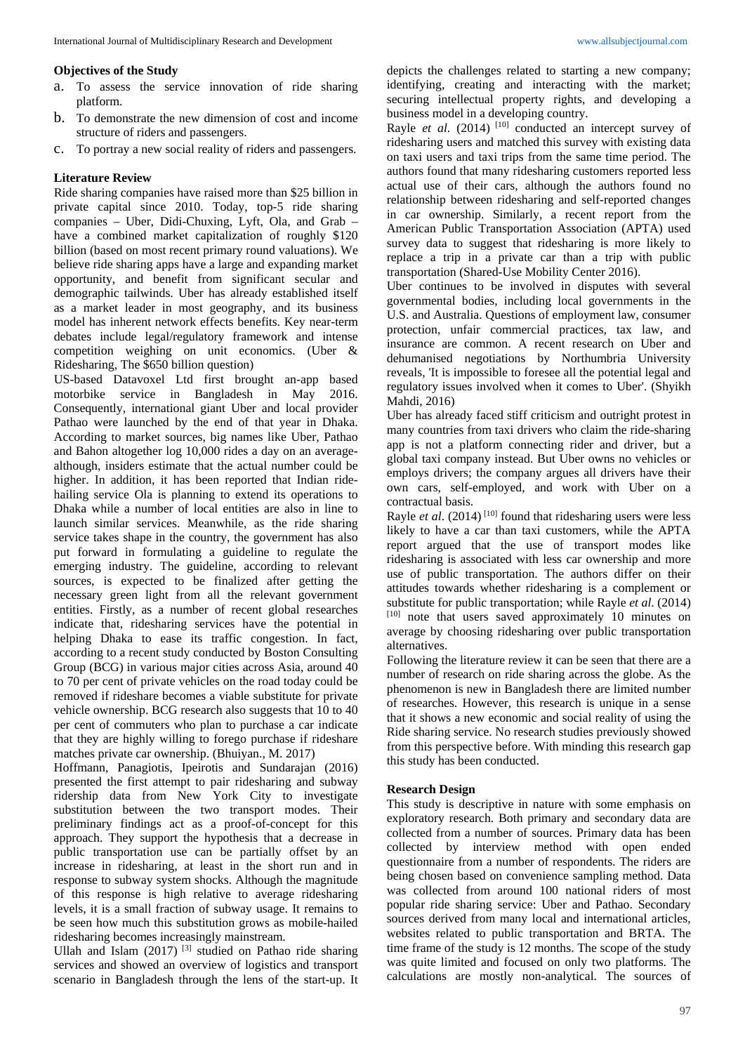### Objectives of the Study

a. To assess the service innovation of ride sharing platform.
b. To demonstrate the new dimension of cost and income structure of riders and passengers.
c. To portray a new social reality of riders and passengers.

### Literature Review

Ride sharing companies have raised more than $25 billion in private capital since 2010. Today, top-5 ride sharing companies – Uber, Didi-Chuxing, Lyft, Ola, and Grab – have a combined market capitalization of roughly $120 billion (based on most recent primary round valuations). We believe ride sharing apps have a large and expanding market opportunity, and benefit from significant secular and demographic tailwinds. Uber has already established itself as a market leader in most geography, and its business model has inherent network effects benefits. Key near-term debates include legal/regulatory framework and intense competition weighing on unit economics. (Uber & Ridesharing, The $650 billion question)

US-based Datavoxel Ltd first brought an-app based motorbike service in Bangladesh in May 2016. Consequently, international giant Uber and local provider Pathao were launched by the end of that year in Dhaka. According to market sources, big names like Uber, Pathao and Bahon altogether log 10,000 rides a day on an average-although, insiders estimate that the actual number could be higher. In addition, it has been reported that Indian ride-hailing service Ola is planning to extend its operations to Dhaka while a number of local entities are also in line to launch similar services. Meanwhile, as the ride sharing service takes shape in the country, the government has also put forward in formulating a guideline to regulate the emerging industry. The guideline, according to relevant sources, is expected to be finalized after getting the necessary green light from all the relevant government entities. Firstly, as a number of recent global researches indicate that, ridesharing services have the potential in helping Dhaka to ease its traffic congestion. In fact, according to a recent study conducted by Boston Consulting Group (BCG) in various major cities across Asia, around 40 to 70 per cent of private vehicles on the road today could be removed if rideshare becomes a viable substitute for private vehicle ownership. BCG research also suggests that 10 to 40 per cent of commuters who plan to purchase a car indicate that they are highly willing to forego purchase if rideshare matches private car ownership. (Bhuiyan., M. 2017)

Hoffmann, Panagiotis, Ipeirotis and Sundarajan (2016) presented the first attempt to pair ridesharing and subway ridership data from New York City to investigate substitution between the two transport modes. Their preliminary findings act as a proof-of-concept for this approach. They support the hypothesis that a decrease in public transportation use can be partially offset by an increase in ridesharing, at least in the short run and in response to subway system shocks. Although the magnitude of this response is high relative to average ridesharing levels, it is a small fraction of subway usage. It remains to be seen how much this substitution grows as mobile-hailed ridesharing becomes increasingly mainstream.

Ullah and Islam (2017) [3] studied on Pathao ride sharing services and showed an overview of logistics and transport scenario in Bangladesh through the lens of the start-up. It depicts the challenges related to starting a new company; identifying, creating and interacting with the market; securing intellectual property rights, and developing a business model in a developing country.

Rayle *et al.* (2014) [10] conducted an intercept survey of ridesharing users and matched this survey with existing data on taxi users and taxi trips from the same time period. The authors found that many ridesharing customers reported less actual use of their cars, although the authors found no relationship between ridesharing and self-reported changes in car ownership. Similarly, a recent report from the American Public Transportation Association (APTA) used survey data to suggest that ridesharing is more likely to replace a trip in a private car than a trip with public transportation (Shared-Use Mobility Center 2016).

Uber continues to be involved in disputes with several governmental bodies, including local governments in the U.S. and Australia. Questions of employment law, consumer protection, unfair commercial practices, tax law, and insurance are common. A recent research on Uber and dehumanised negotiations by Northumbria University reveals, 'It is impossible to foresee all the potential legal and regulatory issues involved when it comes to Uber'. (Shyikh Mahdi, 2016)

Uber has already faced stiff criticism and outright protest in many countries from taxi drivers who claim the ride-sharing app is not a platform connecting rider and driver, but a global taxi company instead. But Uber owns no vehicles or employs drivers; the company argues all drivers have their own cars, self-employed, and work with Uber on a contractual basis.

Rayle *et al*. (2014) [10] found that ridesharing users were less likely to have a car than taxi customers, while the APTA report argued that the use of transport modes like ridesharing is associated with less car ownership and more use of public transportation. The authors differ on their attitudes towards whether ridesharing is a complement or substitute for public transportation; while Rayle *et al.* (2014) [10] note that users saved approximately 10 minutes on average by choosing ridesharing over public transportation alternatives.

Following the literature review it can be seen that there are a number of research on ride sharing across the globe. As the phenomenon is new in Bangladesh there are limited number of researches. However, this research is unique in a sense that it shows a new economic and social reality of using the Ride sharing service. No research studies previously showed from this perspective before. With minding this research gap this study has been conducted.

### Research Design

This study is descriptive in nature with some emphasis on exploratory research. Both primary and secondary data are collected from a number of sources. Primary data has been collected by interview method with open ended questionnaire from a number of respondents. The riders are being chosen based on convenience sampling method. Data was collected from around 100 national riders of most popular ride sharing service: Uber and Pathao. Secondary sources derived from many local and international articles, websites related to public transportation and BRTA. The time frame of the study is 12 months. The scope of the study was quite limited and focused on only two platforms. The calculations are mostly non-analytical. The sources of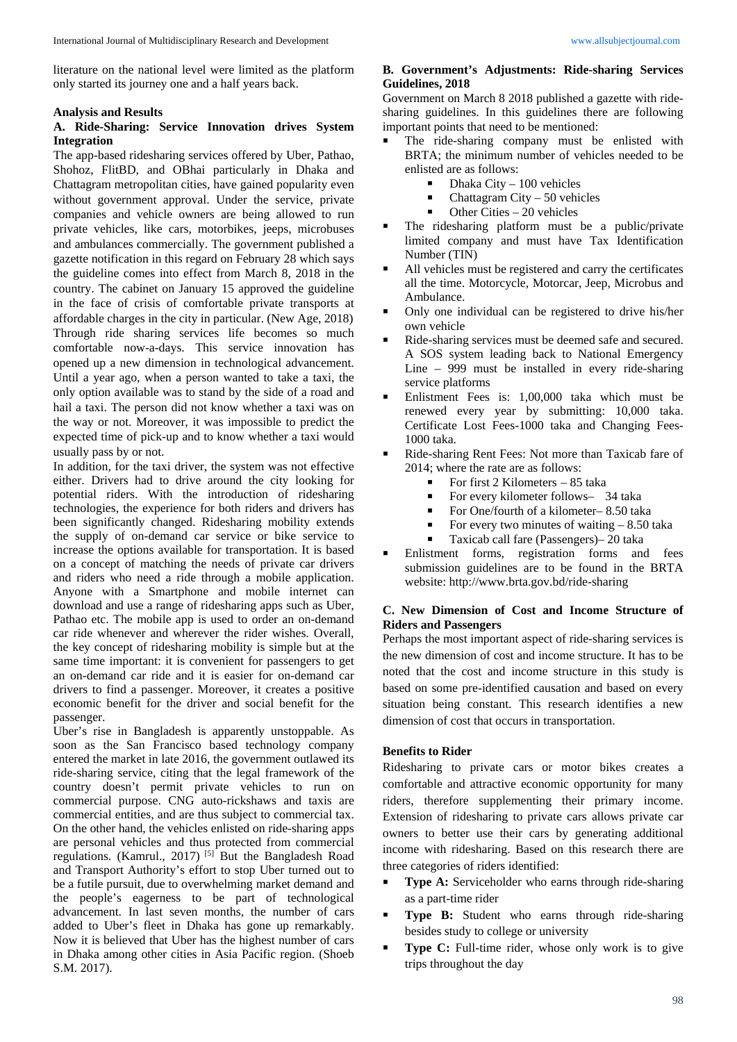literature on the national level were limited as the platform only started its journey one and a half years back.

## Analysis and Results

### A. Ride-Sharing: Service Innovation drives System Integration

The app-based ridesharing services offered by Uber, Pathao, Shohoz, FlitBD, and OBhai particularly in Dhaka and Chattagram metropolitan cities, have gained popularity even without government approval. Under the service, private companies and vehicle owners are being allowed to run private vehicles, like cars, motorbikes, jeeps, microbuses and ambulances commercially. The government published a gazette notification in this regard on February 28 which says the guideline comes into effect from March 8, 2018 in the country. The cabinet on January 15 approved the guideline in the face of crisis of comfortable private transports at affordable charges in the city in particular. (New Age, 2018) Through ride sharing services life becomes so much comfortable now-a-days. This service innovation has opened up a new dimension in technological advancement. Until a year ago, when a person wanted to take a taxi, the only option available was to stand by the side of a road and hail a taxi. The person did not know whether a taxi was on the way or not. Moreover, it was impossible to predict the expected time of pick-up and to know whether a taxi would usually pass by or not.

In addition, for the taxi driver, the system was not effective either. Drivers had to drive around the city looking for potential riders. With the introduction of ridesharing technologies, the experience for both riders and drivers has been significantly changed. Ridesharing mobility extends the supply of on-demand car service or bike service to increase the options available for transportation. It is based on a concept of matching the needs of private car drivers and riders who need a ride through a mobile application. Anyone with a Smartphone and mobile internet can download and use a range of ridesharing apps such as Uber, Pathao etc. The mobile app is used to order an on-demand car ride whenever and wherever the rider wishes. Overall, the key concept of ridesharing mobility is simple but at the same time important: it is convenient for passengers to get an on-demand car ride and it is easier for on-demand car drivers to find a passenger. Moreover, it creates a positive economic benefit for the driver and social benefit for the passenger.

Uber's rise in Bangladesh is apparently unstoppable. As soon as the San Francisco based technology company entered the market in late 2016, the government outlawed its ride-sharing service, citing that the legal framework of the country doesn't permit private vehicles to run on commercial purpose. CNG auto-rickshaws and taxis are commercial entities, and are thus subject to commercial tax. On the other hand, the vehicles enlisted on ride-sharing apps are personal vehicles and thus protected from commercial regulations. (Kamrul., 2017) [5] But the Bangladesh Road and Transport Authority's effort to stop Uber turned out to be a futile pursuit, due to overwhelming market demand and the people's eagerness to be part of technological advancement. In last seven months, the number of cars added to Uber's fleet in Dhaka has gone up remarkably. Now it is believed that Uber has the highest number of cars in Dhaka among other cities in Asia Pacific region. (Shoeb S.M. 2017).

### B. Government's Adjustments: Ride-sharing Services Guidelines, 2018

Government on March 8 2018 published a gazette with ride-sharing guidelines. In this guidelines there are following important points that need to be mentioned:

- The ride-sharing company must be enlisted with BRTA; the minimum number of vehicles needed to be enlisted are as follows:
  - Dhaka City – 100 vehicles
  - Chattagram City – 50 vehicles
  - Other Cities – 20 vehicles
- The ridesharing platform must be a public/private limited company and must have Tax Identification Number (TIN)
- All vehicles must be registered and carry the certificates all the time. Motorcycle, Motorcar, Jeep, Microbus and Ambulance.
- Only one individual can be registered to drive his/her own vehicle
- Ride-sharing services must be deemed safe and secured. A SOS system leading back to National Emergency Line – 999 must be installed in every ride-sharing service platforms
- Enlistment Fees is: 1,00,000 taka which must be renewed every year by submitting: 10,000 taka. Certificate Lost Fees-1000 taka and Changing Fees-1000 taka.
- Ride-sharing Rent Fees: Not more than Taxicab fare of 2014; where the rate are as follows:
  - For first 2 Kilometers – 85 taka
  - For every kilometer follows– 34 taka
  - For One/fourth of a kilometer– 8.50 taka
  - For every two minutes of waiting – 8.50 taka
  - Taxicab call fare (Passengers)– 20 taka
- Enlistment forms, registration forms and fees submission guidelines are to be found in the BRTA website: http://www.brta.gov.bd/ride-sharing

### C. New Dimension of Cost and Income Structure of Riders and Passengers

Perhaps the most important aspect of ride-sharing services is the new dimension of cost and income structure. It has to be noted that the cost and income structure in this study is based on some pre-identified causation and based on every situation being constant. This research identifies a new dimension of cost that occurs in transportation.

#### Benefits to Rider

Ridesharing to private cars or motor bikes creates a comfortable and attractive economic opportunity for many riders, therefore supplementing their primary income. Extension of ridesharing to private cars allows private car owners to better use their cars by generating additional income with ridesharing. Based on this research there are three categories of riders identified:

- **Type A:** Serviceholder who earns through ride-sharing as a part-time rider
- **Type B:** Student who earns through ride-sharing besides study to college or university
- **Type C:** Full-time rider, whose only work is to give trips throughout the day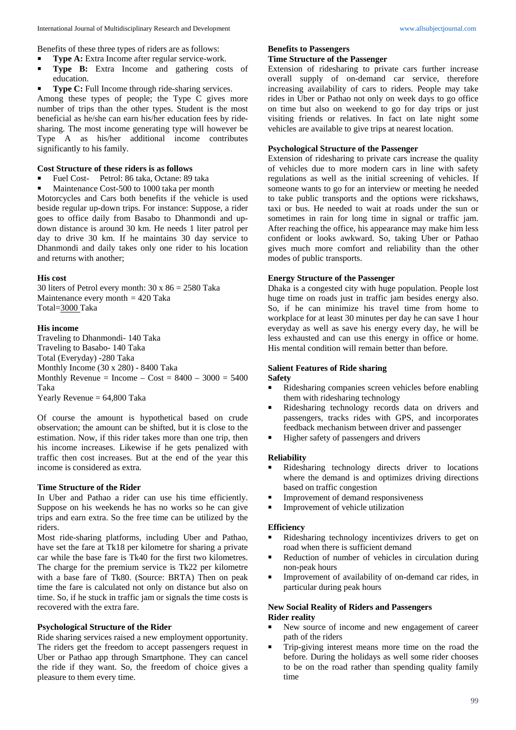Benefits of these three types of riders are as follows:

- **Type A:** Extra Income after regular service-work.
- **Type B:** Extra Income and gathering costs of education.
- **Type C:** Full Income through ride-sharing services.

Among these types of people; the Type C gives more number of trips than the other types. Student is the most beneficial as he/she can earn his/her education fees by ride-sharing. The most income generating type will however be Type A as his/her additional income contributes significantly to his family.

**Cost Structure of these riders is as follows**

- Fuel Cost- Petrol: 86 taka, Octane: 89 taka
- Maintenance Cost-500 to 1000 taka per month

Motorcycles and Cars both benefits if the vehicle is used beside regular up-down trips. For instance: Suppose, a rider goes to office daily from Basabo to Dhanmondi and up-down distance is around 30 km. He needs 1 liter patrol per day to drive 30 km. If he maintains 30 day service to Dhanmondi and daily takes only one rider to his location and returns with another;

**His cost**

30 liters of Petrol every month: 30 x 86 = 2580 Taka
Maintenance every month = 420 Taka
Total=3000 Taka

**His income**

Traveling to Dhanmondi- 140 Taka
Traveling to Basabo- 140 Taka
Total (Everyday) -280 Taka
Monthly Income (30 x 280) - 8400 Taka
Monthly Revenue = Income – Cost = 8400 – 3000 = 5400 Taka
Yearly Revenue = 64,800 Taka

Of course the amount is hypothetical based on crude observation; the amount can be shifted, but it is close to the estimation. Now, if this rider takes more than one trip, then his income increases. Likewise if he gets penalized with traffic then cost increases. But at the end of the year this income is considered as extra.

**Time Structure of the Rider**

In Uber and Pathao a rider can use his time efficiently. Suppose on his weekends he has no works so he can give trips and earn extra. So the free time can be utilized by the riders.

Most ride-sharing platforms, including Uber and Pathao, have set the fare at Tk18 per kilometre for sharing a private car while the base fare is Tk40 for the first two kilometres. The charge for the premium service is Tk22 per kilometre with a base fare of Tk80. (Source: BRTA) Then on peak time the fare is calculated not only on distance but also on time. So, if he stuck in traffic jam or signals the time costs is recovered with the extra fare.

**Psychological Structure of the Rider**

Ride sharing services raised a new employment opportunity. The riders get the freedom to accept passengers request in Uber or Pathao app through Smartphone. They can cancel the ride if they want. So, the freedom of choice gives a pleasure to them every time.

**Benefits to Passengers**

**Time Structure of the Passenger**

Extension of ridesharing to private cars further increase overall supply of on-demand car service, therefore increasing availability of cars to riders. People may take rides in Uber or Pathao not only on week days to go office on time but also on weekend to go for day trips or just visiting friends or relatives. In fact on late night some vehicles are available to give trips at nearest location.

**Psychological Structure of the Passenger**

Extension of ridesharing to private cars increase the quality of vehicles due to more modern cars in line with safety regulations as well as the initial screening of vehicles. If someone wants to go for an interview or meeting he needed to take public transports and the options were rickshaws, taxi or bus. He needed to wait at roads under the sun or sometimes in rain for long time in signal or traffic jam. After reaching the office, his appearance may make him less confident or looks awkward. So, taking Uber or Pathao gives much more comfort and reliability than the other modes of public transports.

**Energy Structure of the Passenger**

Dhaka is a congested city with huge population. People lost huge time on roads just in traffic jam besides energy also. So, if he can minimize his travel time from home to workplace for at least 30 minutes per day he can save 1 hour everyday as well as save his energy every day, he will be less exhausted and can use this energy in office or home. His mental condition will remain better than before.

**Salient Features of Ride sharing**

**Safety**

- Ridesharing companies screen vehicles before enabling them with ridesharing technology
- Ridesharing technology records data on drivers and passengers, tracks rides with GPS, and incorporates feedback mechanism between driver and passenger
- Higher safety of passengers and drivers

**Reliability**

- Ridesharing technology directs driver to locations where the demand is and optimizes driving directions based on traffic congestion
- Improvement of demand responsiveness
- Improvement of vehicle utilization

**Efficiency**

- Ridesharing technology incentivizes drivers to get on road when there is sufficient demand
- Reduction of number of vehicles in circulation during non-peak hours
- Improvement of availability of on-demand car rides, in particular during peak hours

**New Social Reality of Riders and Passengers**

**Rider reality**

- New source of income and new engagement of career path of the riders
- Trip-giving interest means more time on the road the before. During the holidays as well some rider chooses to be on the road rather than spending quality family time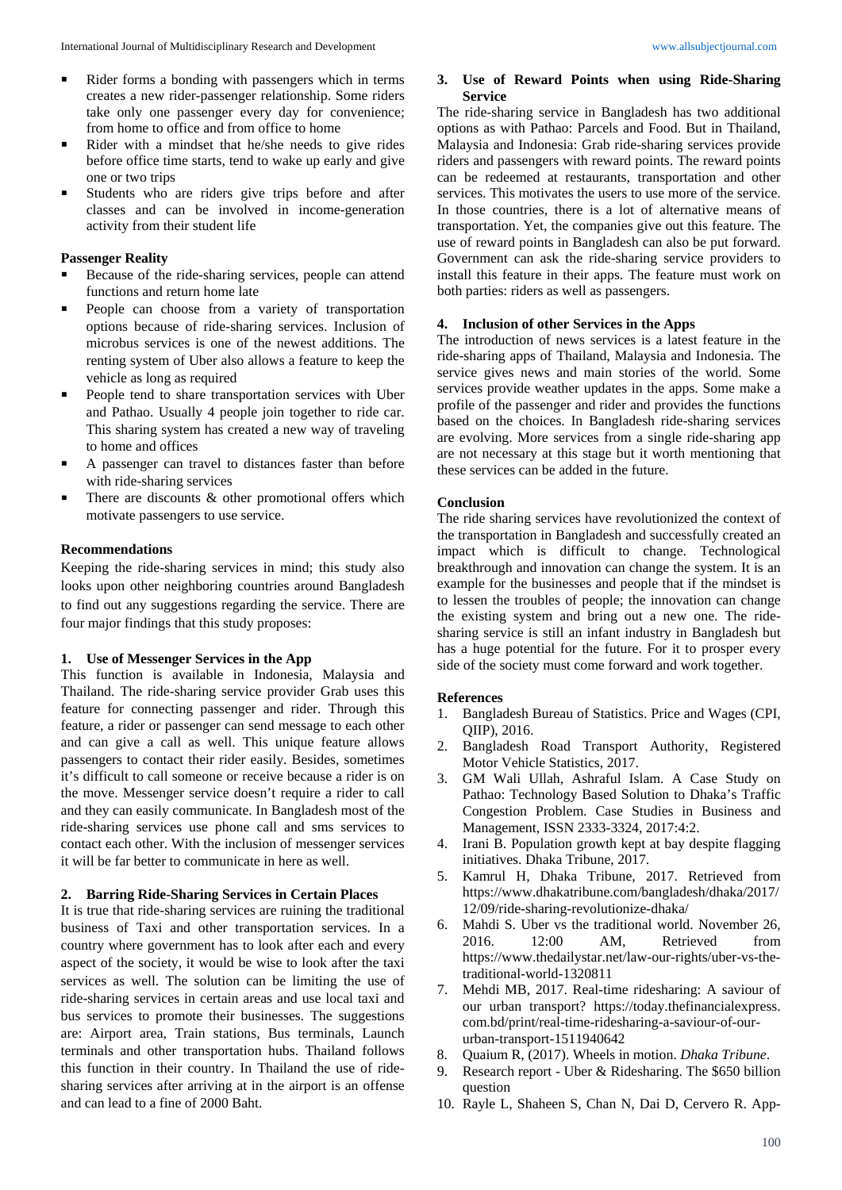- Rider forms a bonding with passengers which in terms creates a new rider-passenger relationship. Some riders take only one passenger every day for convenience; from home to office and from office to home
- Rider with a mindset that he/she needs to give rides before office time starts, tend to wake up early and give one or two trips
- Students who are riders give trips before and after classes and can be involved in income-generation activity from their student life

**Passenger Reality**

- Because of the ride-sharing services, people can attend functions and return home late
- People can choose from a variety of transportation options because of ride-sharing services. Inclusion of microbus services is one of the newest additions. The renting system of Uber also allows a feature to keep the vehicle as long as required
- People tend to share transportation services with Uber and Pathao. Usually 4 people join together to ride car. This sharing system has created a new way of traveling to home and offices
- A passenger can travel to distances faster than before with ride-sharing services
- There are discounts & other promotional offers which motivate passengers to use service.

## Recommendations

Keeping the ride-sharing services in mind; this study also looks upon other neighboring countries around Bangladesh to find out any suggestions regarding the service. There are four major findings that this study proposes:

### 1. Use of Messenger Services in the App

This function is available in Indonesia, Malaysia and Thailand. The ride-sharing service provider Grab uses this feature for connecting passenger and rider. Through this feature, a rider or passenger can send message to each other and can give a call as well. This unique feature allows passengers to contact their rider easily. Besides, sometimes it's difficult to call someone or receive because a rider is on the move. Messenger service doesn't require a rider to call and they can easily communicate. In Bangladesh most of the ride-sharing services use phone call and sms services to contact each other. With the inclusion of messenger services it will be far better to communicate in here as well.

### 2. Barring Ride-Sharing Services in Certain Places

It is true that ride-sharing services are ruining the traditional business of Taxi and other transportation services. In a country where government has to look after each and every aspect of the society, it would be wise to look after the taxi services as well. The solution can be limiting the use of ride-sharing services in certain areas and use local taxi and bus services to promote their businesses. The suggestions are: Airport area, Train stations, Bus terminals, Launch terminals and other transportation hubs. Thailand follows this function in their country. In Thailand the use of ride-sharing services after arriving at in the airport is an offense and can lead to a fine of 2000 Baht.

### 3. Use of Reward Points when using Ride-Sharing Service

The ride-sharing service in Bangladesh has two additional options as with Pathao: Parcels and Food. But in Thailand, Malaysia and Indonesia: Grab ride-sharing services provide riders and passengers with reward points. The reward points can be redeemed at restaurants, transportation and other services. This motivates the users to use more of the service. In those countries, there is a lot of alternative means of transportation. Yet, the companies give out this feature. The use of reward points in Bangladesh can also be put forward. Government can ask the ride-sharing service providers to install this feature in their apps. The feature must work on both parties: riders as well as passengers.

### 4. Inclusion of other Services in the Apps

The introduction of news services is a latest feature in the ride-sharing apps of Thailand, Malaysia and Indonesia. The service gives news and main stories of the world. Some services provide weather updates in the apps. Some make a profile of the passenger and rider and provides the functions based on the choices. In Bangladesh ride-sharing services are evolving. More services from a single ride-sharing app are not necessary at this stage but it worth mentioning that these services can be added in the future.

## Conclusion

The ride sharing services have revolutionized the context of the transportation in Bangladesh and successfully created an impact which is difficult to change. Technological breakthrough and innovation can change the system. It is an example for the businesses and people that if the mindset is to lessen the troubles of people; the innovation can change the existing system and bring out a new one. The ride-sharing service is still an infant industry in Bangladesh but has a huge potential for the future. For it to prosper every side of the society must come forward and work together.

## References

1. Bangladesh Bureau of Statistics. Price and Wages (CPI, QIIP), 2016.
2. Bangladesh Road Transport Authority, Registered Motor Vehicle Statistics, 2017.
3. GM Wali Ullah, Ashraful Islam. A Case Study on Pathao: Technology Based Solution to Dhaka's Traffic Congestion Problem. Case Studies in Business and Management, ISSN 2333-3324, 2017:4:2.
4. Irani B. Population growth kept at bay despite flagging initiatives. Dhaka Tribune, 2017.
5. Kamrul H, Dhaka Tribune, 2017. Retrieved from https://www.dhakatribune.com/bangladesh/dhaka/2017/12/09/ride-sharing-revolutionize-dhaka/
6. Mahdi S. Uber vs the traditional world. November 26, 2016. 12:00 AM, Retrieved from https://www.thedailystar.net/law-our-rights/uber-vs-the-traditional-world-1320811
7. Mehdi MB, 2017. Real-time ridesharing: A saviour of our urban transport? https://today.thefinancialexpress.com.bd/print/real-time-ridesharing-a-saviour-of-our-urban-transport-1511940642
8. Quaium R, (2017). Wheels in motion. *Dhaka Tribune*.
9. Research report - Uber & Ridesharing. The $650 billion question
10. Rayle L, Shaheen S, Chan N, Dai D, Cervero R. App-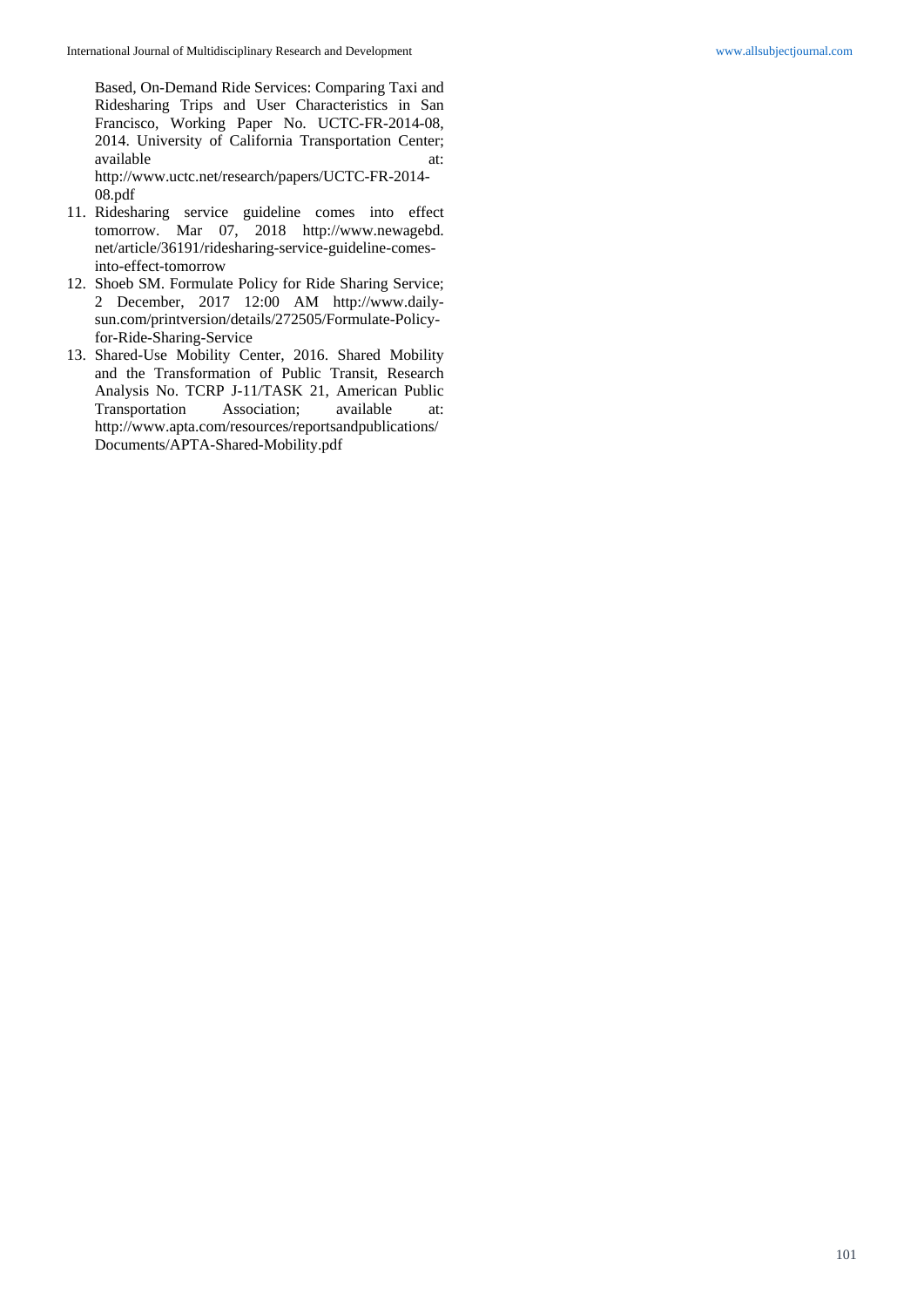Based, On-Demand Ride Services: Comparing Taxi and Ridesharing Trips and User Characteristics in San Francisco, Working Paper No. UCTC-FR-2014-08, 2014. University of California Transportation Center; available at: http://www.uctc.net/research/papers/UCTC-FR-2014-08.pdf

11. Ridesharing service guideline comes into effect tomorrow. Mar 07, 2018 http://www.newagebd.net/article/36191/ridesharing-service-guideline-comes-into-effect-tomorrow
12. Shoeb SM. Formulate Policy for Ride Sharing Service; 2 December, 2017 12:00 AM http://www.daily-sun.com/printversion/details/272505/Formulate-Policy-for-Ride-Sharing-Service
13. Shared-Use Mobility Center, 2016. Shared Mobility and the Transformation of Public Transit, Research Analysis No. TCRP J-11/TASK 21, American Public Transportation Association; available at: http://www.apta.com/resources/reportsandpublications/Documents/APTA-Shared-Mobility.pdf